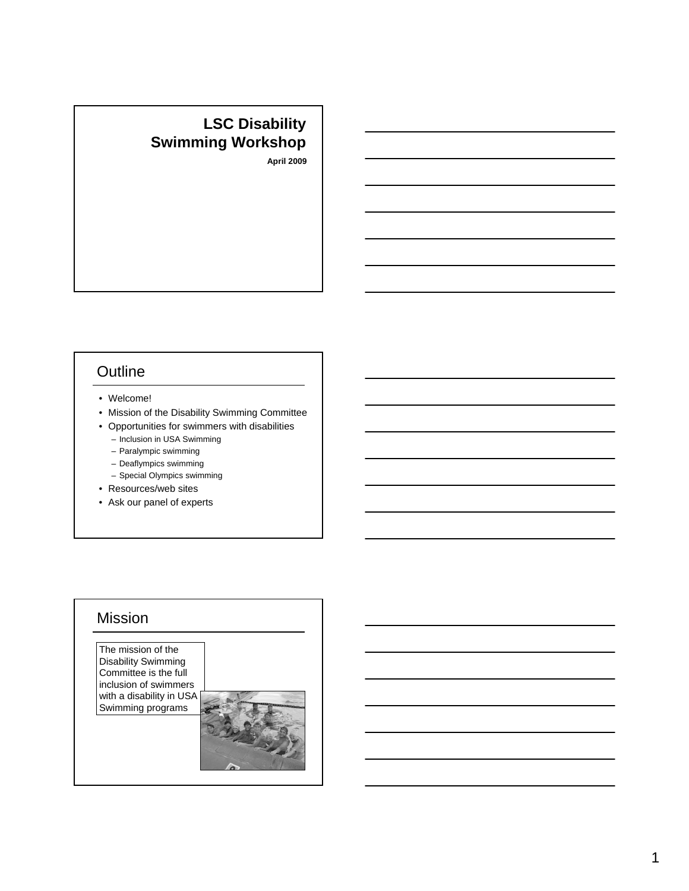# LSC Disability Swimming Workshop

**April 2009**

## Outline

- Welcome!
- Mission of the Disability Swimming Committee
- Opportunities for swimmers with disabilities
  - Inclusion in USA Swimming
  - Paralympic swimming
  - Deaflympics swimming
  - Special Olympics swimming
- Resources/web sites
- Ask our panel of experts

## Mission

The mission of the Disability Swimming Committee is the full inclusion of swimmers with a disability in USA Swimming programs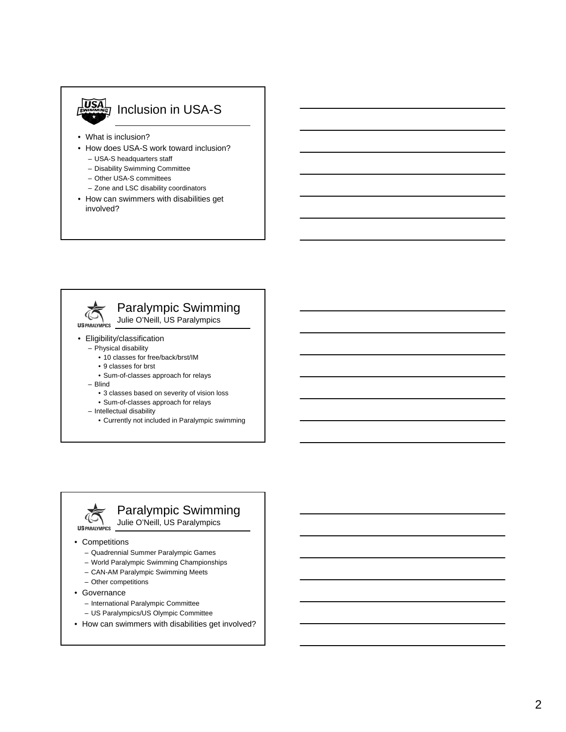## Inclusion in USA-S

- What is inclusion?
- How does USA-S work toward inclusion?
  - USA-S headquarters staff
  - Disability Swimming Committee
  - Other USA-S committees
  - Zone and LSC disability coordinators
- How can swimmers with disabilities get involved?

## Paralympic Swimming

Julie O'Neill, US Paralympics

- Eligibility/classification
  - Physical disability
    - 10 classes for free/back/brst/IM
    - 9 classes for brst
    - Sum-of-classes approach for relays
  - Blind
    - 3 classes based on severity of vision loss
    - Sum-of-classes approach for relays
  - Intellectual disability
    - Currently not included in Paralympic swimming

## Paralympic Swimming

Julie O'Neill, US Paralympics

- Competitions
  - Quadrennial Summer Paralympic Games
  - World Paralympic Swimming Championships
  - CAN-AM Paralympic Swimming Meets
  - Other competitions
- Governance
  - International Paralympic Committee
  - US Paralympics/US Olympic Committee
- How can swimmers with disabilities get involved?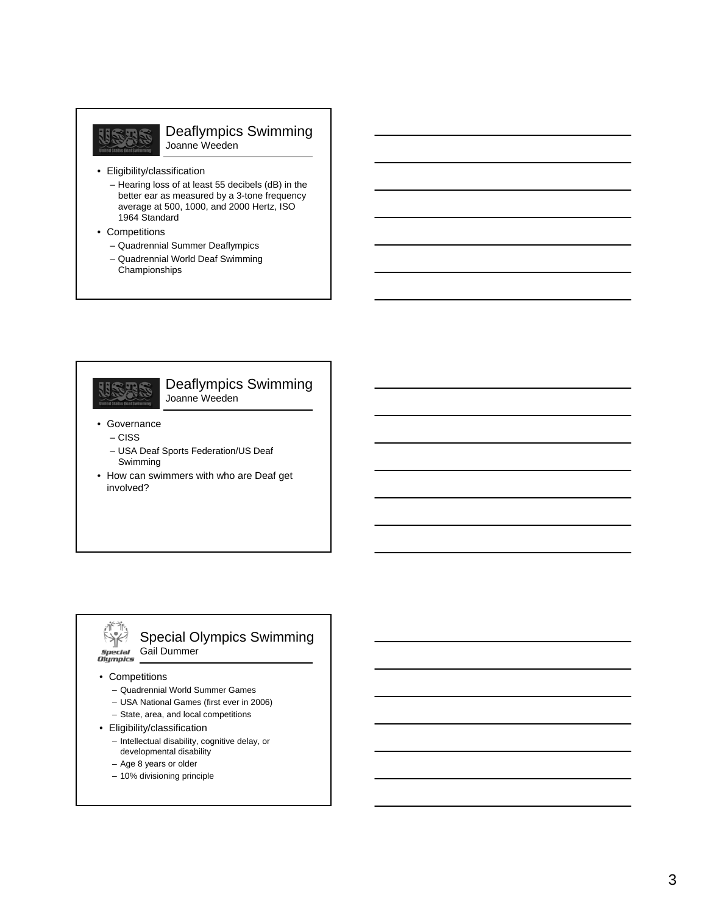## Deaflympics Swimming

Joanne Weeden

- Eligibility/classification
  - Hearing loss of at least 55 decibels (dB) in the better ear as measured by a 3-tone frequency average at 500, 1000, and 2000 Hertz, ISO 1964 Standard
- Competitions
  - Quadrennial Summer Deaflympics
  - Quadrennial World Deaf Swimming Championships

## Deaflympics Swimming

Joanne Weeden

- Governance
  - CISS
  - USA Deaf Sports Federation/US Deaf Swimming
- How can swimmers with who are Deaf get involved?

## Special Olympics Swimming

Gail Dummer

- Competitions
  - Quadrennial World Summer Games
  - USA National Games (first ever in 2006)
  - State, area, and local competitions
- Eligibility/classification
  - Intellectual disability, cognitive delay, or developmental disability
  - Age 8 years or older
  - 10% divisioning principle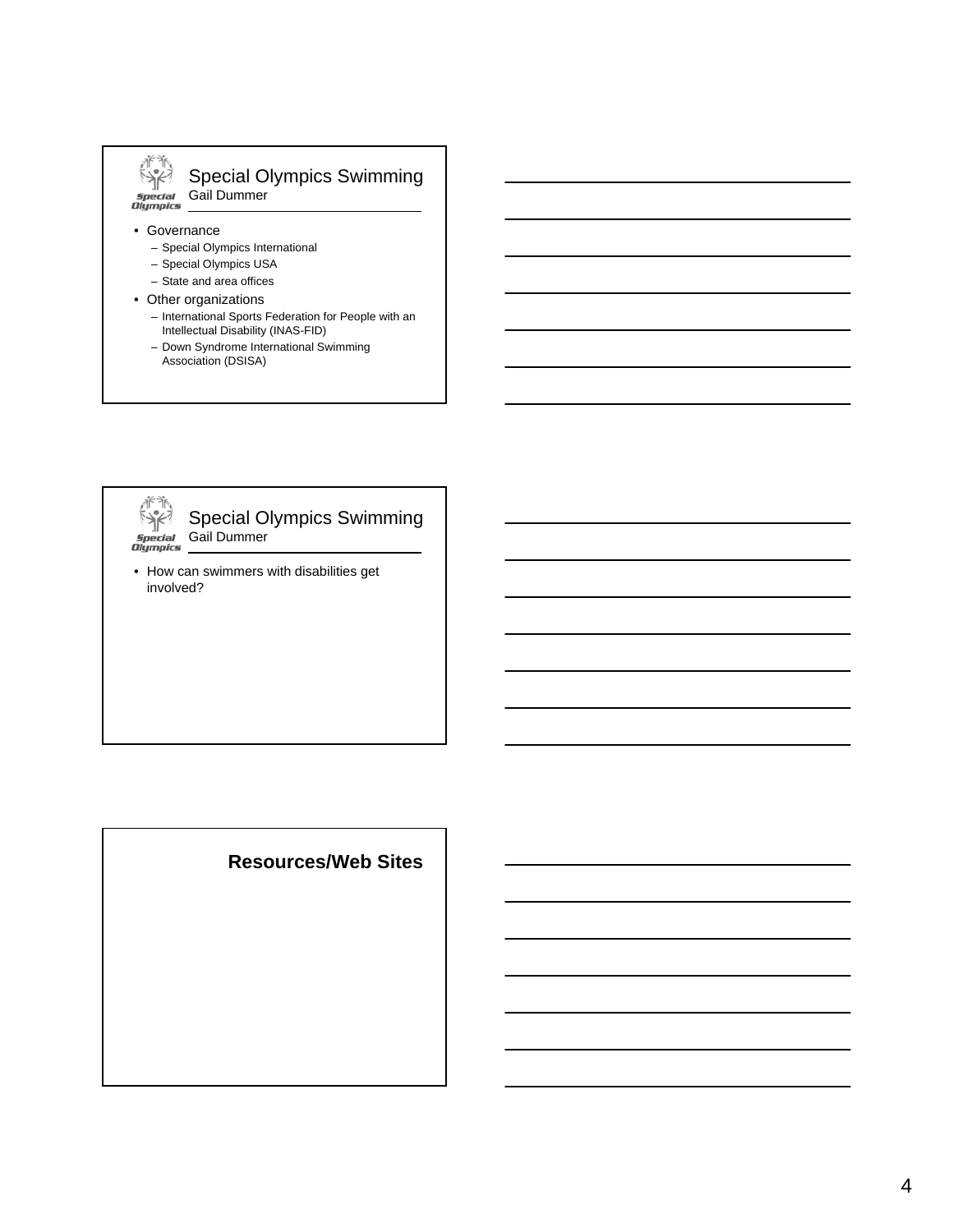## Special Olympics Swimming

Gail Dummer

- Governance
  - Special Olympics International
  - Special Olympics USA
  - State and area offices
- Other organizations
  - International Sports Federation for People with an Intellectual Disability (INAS-FID)
  - Down Syndrome International Swimming Association (DSISA)

## Special Olympics Swimming

Gail Dummer

- How can swimmers with disabilities get involved?

## Resources/Web Sites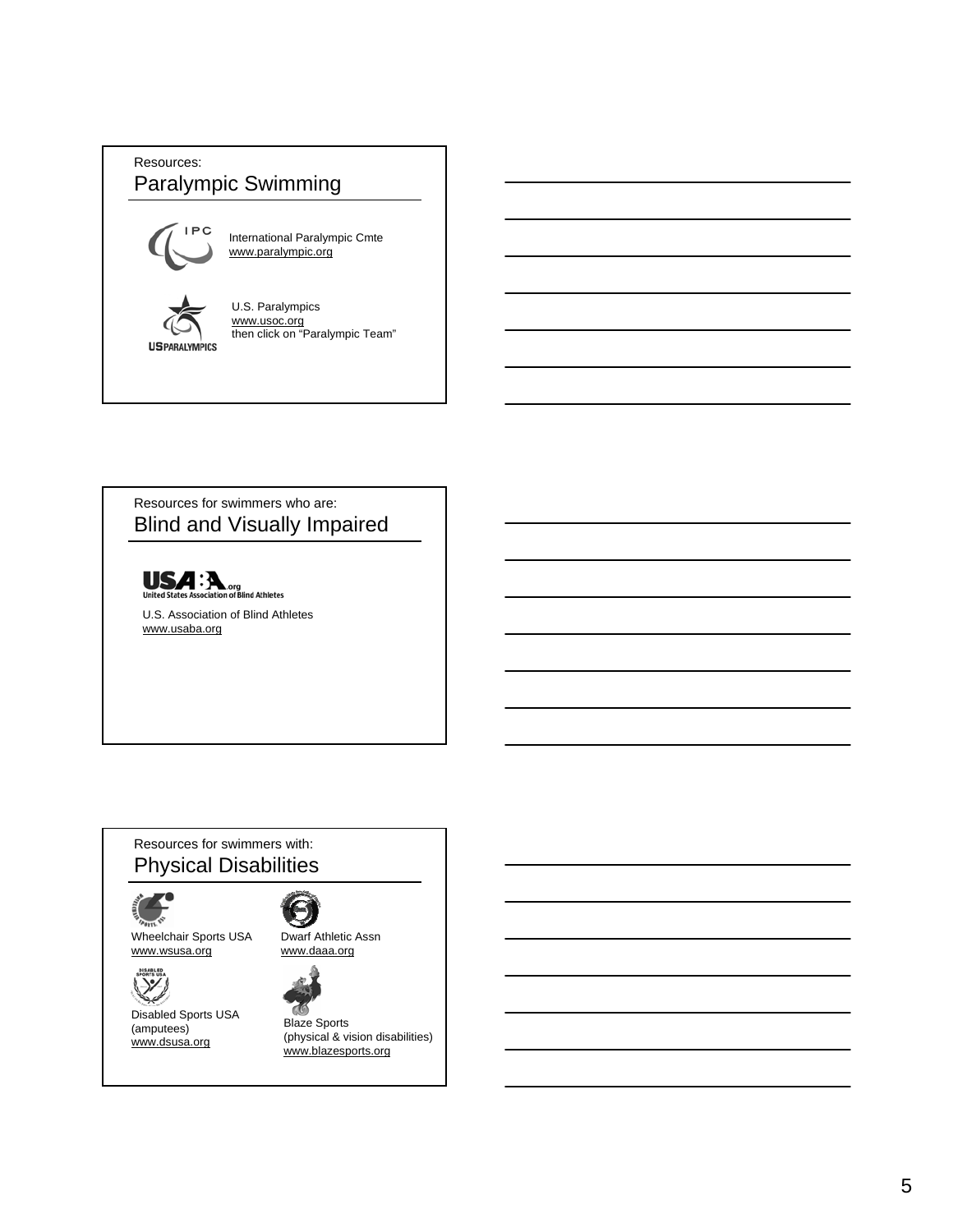Resources:

## Paralympic Swimming

International Paralympic Cmte
www.paralympic.org

U.S. Paralympics
www.usoc.org
then click on "Paralympic Team"

Resources for swimmers who are:

## Blind and Visually Impaired

U.S. Association of Blind Athletes
www.usaba.org

Resources for swimmers with:

## Physical Disabilities

Wheelchair Sports USA
www.wsusa.org

Dwarf Athletic Assn
www.daaa.org

Disabled Sports USA
(amputees)
www.dsusa.org

Blaze Sports
(physical & vision disabilities)
www.blazesports.org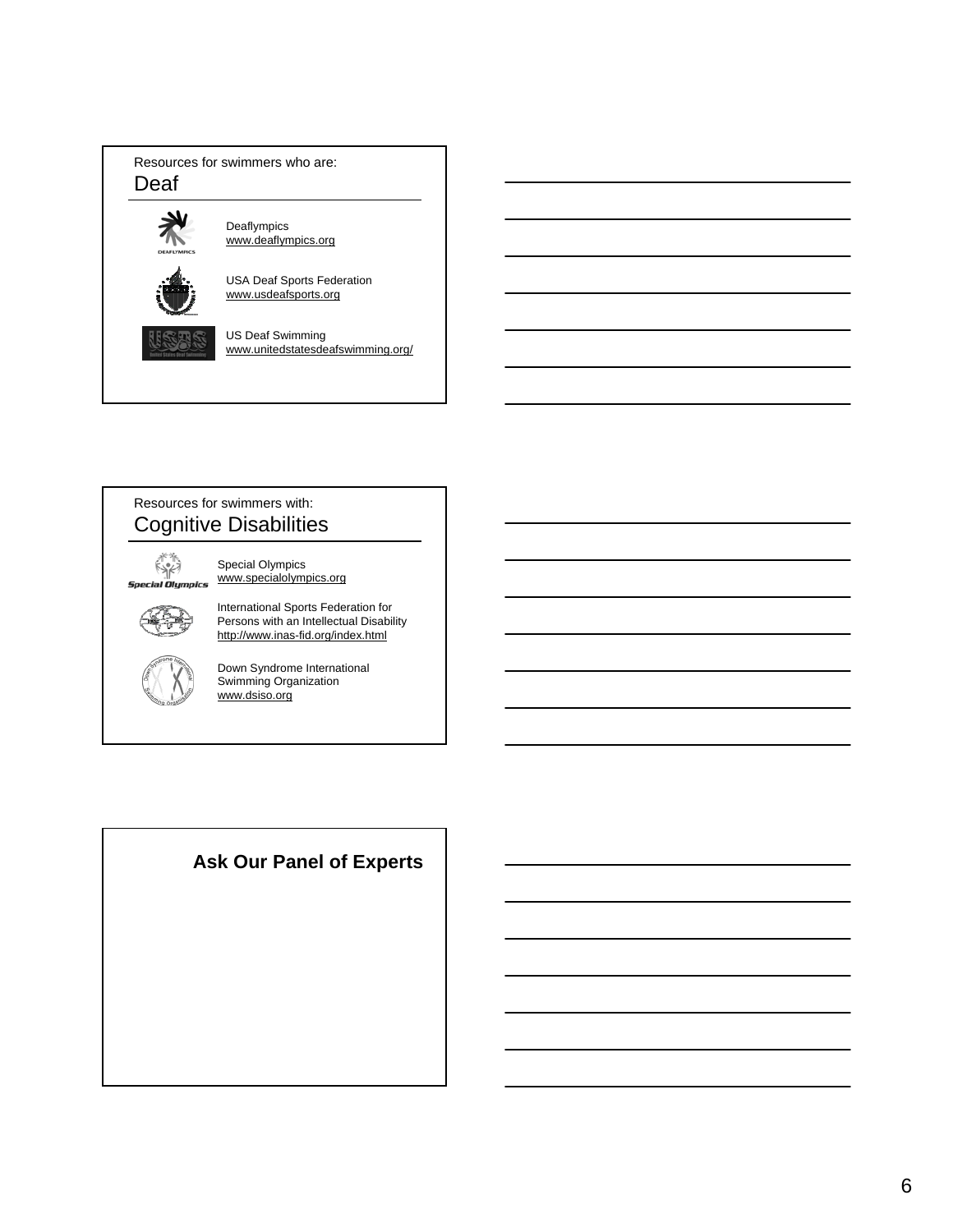Resources for swimmers who are:

## Deaf

Deaflympics
www.deaflympics.org

USA Deaf Sports Federation
www.usdeafsports.org

US Deaf Swimming
www.unitedstatesdeafswimming.org/

Resources for swimmers with:

## Cognitive Disabilities

Special Olympics
www.specialolympics.org

International Sports Federation for Persons with an Intellectual Disability
http://www.inas-fid.org/index.html

Down Syndrome International Swimming Organization
www.dsiso.org

**Ask Our Panel of Experts**